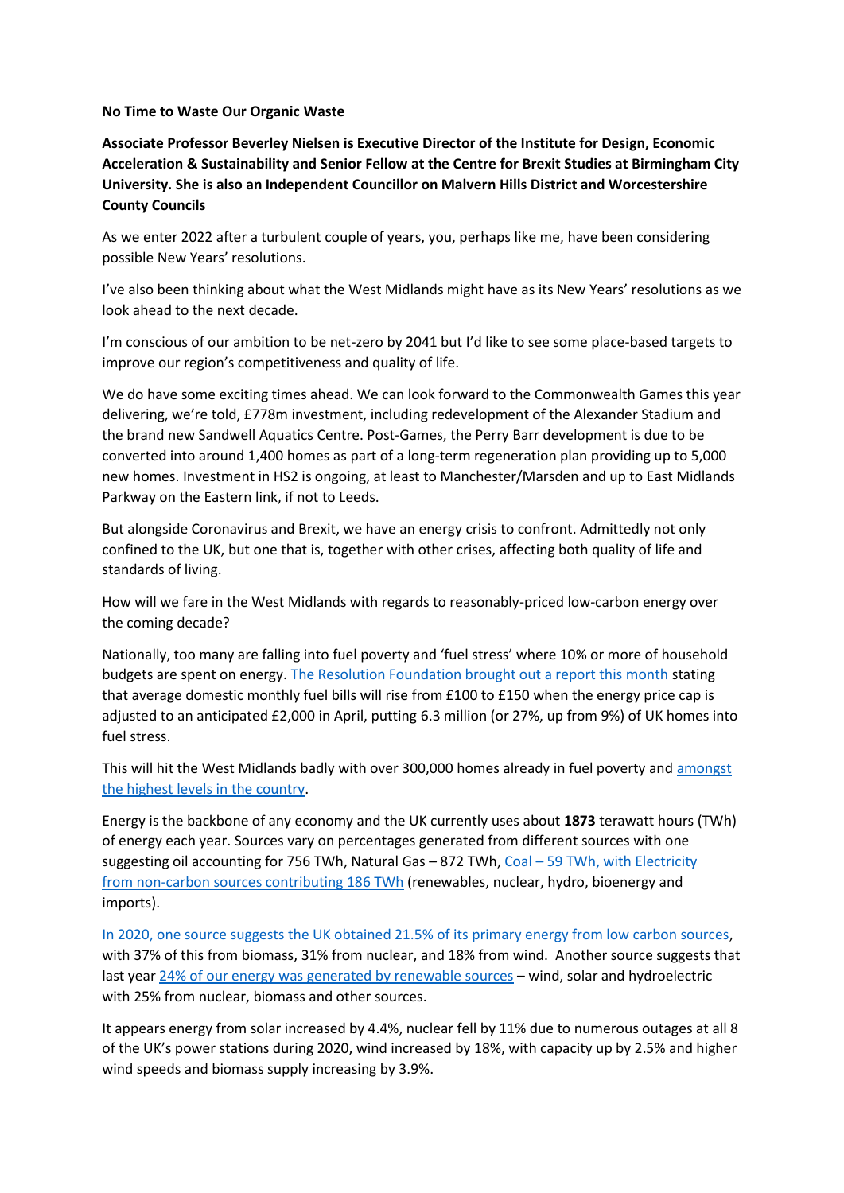**No Time to Waste Our Organic Waste**

**Associate Professor Beverley Nielsen is Executive Director of the Institute for Design, Economic Acceleration & Sustainability and Senior Fellow at the Centre for Brexit Studies at Birmingham City University. She is also an Independent Councillor on Malvern Hills District and Worcestershire County Councils**

As we enter 2022 after a turbulent couple of years, you, perhaps like me, have been considering possible New Years' resolutions.

I've also been thinking about what the West Midlands might have as its New Years' resolutions as we look ahead to the next decade.

I'm conscious of our ambition to be net-zero by 2041 but I'd like to see some place-based targets to improve our region's competitiveness and quality of life.

We do have some exciting times ahead. We can look forward to the Commonwealth Games this year delivering, we're told, £778m investment, including redevelopment of the Alexander Stadium and the brand new Sandwell Aquatics Centre. Post-Games, the Perry Barr development is due to be converted into around 1,400 homes as part of a long-term regeneration plan providing up to 5,000 new homes. Investment in HS2 is ongoing, at least to Manchester/Marsden and up to East Midlands Parkway on the Eastern link, if not to Leeds.

But alongside Coronavirus and Brexit, we have an energy crisis to confront. Admittedly not only confined to the UK, but one that is, together with other crises, affecting both quality of life and standards of living.

How will we fare in the West Midlands with regards to reasonably-priced low-carbon energy over the coming decade?

Nationally, too many are falling into fuel poverty and 'fuel stress' where 10% or more of household budgets are spent on energy. [The Resolution Foundation brought out a report this month] stating that average domestic monthly fuel bills will rise from £100 to £150 when the energy price cap is adjusted to an anticipated £2,000 in April, putting 6.3 million (or 27%, up from 9%) of UK homes into fuel stress.

This will hit the West Midlands badly with over 300,000 homes already in fuel poverty and [amongst the highest levels in the country].

Energy is the backbone of any economy and the UK currently uses about **1873** terawatt hours (TWh) of energy each year. Sources vary on percentages generated from different sources with one suggesting oil accounting for 756 TWh, Natural Gas – 872 TWh, [Coal – 59 TWh, with Electricity from non-carbon sources contributing 186 TWh] (renewables, nuclear, hydro, bioenergy and imports).

[In 2020, one source suggests the UK obtained 21.5% of its primary energy from low carbon sources], with 37% of this from biomass, 31% from nuclear, and 18% from wind. Another source suggests that last year [24% of our energy was generated by renewable sources] – wind, solar and hydroelectric with 25% from nuclear, biomass and other sources.

It appears energy from solar increased by 4.4%, nuclear fell by 11% due to numerous outages at all 8 of the UK's power stations during 2020, wind increased by 18%, with capacity up by 2.5% and higher wind speeds and biomass supply increasing by 3.9%.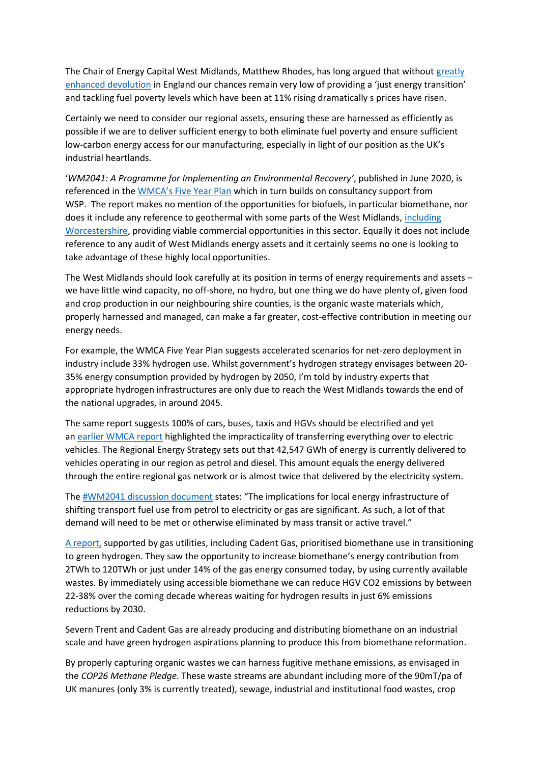The Chair of Energy Capital West Midlands, Matthew Rhodes, has long argued that without greatly enhanced devolution in England our chances remain very low of providing a 'just energy transition' and tackling fuel poverty levels which have been at 11% rising dramatically s prices have risen.

Certainly we need to consider our regional assets, ensuring these are harnessed as efficiently as possible if we are to deliver sufficient energy to both eliminate fuel poverty and ensure sufficient low-carbon energy access for our manufacturing, especially in light of our position as the UK's industrial heartlands.

'*WM2041: A Programme for Implementing an Environmental Recovery'*, published in June 2020, is referenced in the WMCA's Five Year Plan which in turn builds on consultancy support from WSP. The report makes no mention of the opportunities for biofuels, in particular biomethane, nor does it include any reference to geothermal with some parts of the West Midlands, including Worcestershire, providing viable commercial opportunities in this sector. Equally it does not include reference to any audit of West Midlands energy assets and it certainly seems no one is looking to take advantage of these highly local opportunities.

The West Midlands should look carefully at its position in terms of energy requirements and assets – we have little wind capacity, no off-shore, no hydro, but one thing we do have plenty of, given food and crop production in our neighbouring shire counties, is the organic waste materials which, properly harnessed and managed, can make a far greater, cost-effective contribution in meeting our energy needs.

For example, the WMCA Five Year Plan suggests accelerated scenarios for net-zero deployment in industry include 33% hydrogen use. Whilst government's hydrogen strategy envisages between 20-35% energy consumption provided by hydrogen by 2050, I'm told by industry experts that appropriate hydrogen infrastructures are only due to reach the West Midlands towards the end of the national upgrades, in around 2045.

The same report suggests 100% of cars, buses, taxis and HGVs should be electrified and yet an earlier WMCA report highlighted the impracticality of transferring everything over to electric vehicles. The Regional Energy Strategy sets out that 42,547 GWh of energy is currently delivered to vehicles operating in our region as petrol and diesel. This amount equals the energy delivered through the entire regional gas network or is almost twice that delivered by the electricity system.

The #WM2041 discussion document states: "The implications for local energy infrastructure of shifting transport fuel use from petrol to electricity or gas are significant. As such, a lot of that demand will need to be met or otherwise eliminated by mass transit or active travel."

A report, supported by gas utilities, including Cadent Gas, prioritised biomethane use in transitioning to green hydrogen. They saw the opportunity to increase biomethane's energy contribution from 2TWh to 120TWh or just under 14% of the gas energy consumed today, by using currently available wastes. By immediately using accessible biomethane we can reduce HGV $CO_2$ emissions by between 22-38% over the coming decade whereas waiting for hydrogen results in just 6% emissions reductions by 2030.

Severn Trent and Cadent Gas are already producing and distributing biomethane on an industrial scale and have green hydrogen aspirations planning to produce this from biomethane reformation.

By properly capturing organic wastes we can harness fugitive methane emissions, as envisaged in the *COP26 Methane Pledge*. These waste streams are abundant including more of the 90mT/pa of UK manures (only 3% is currently treated), sewage, industrial and institutional food wastes, crop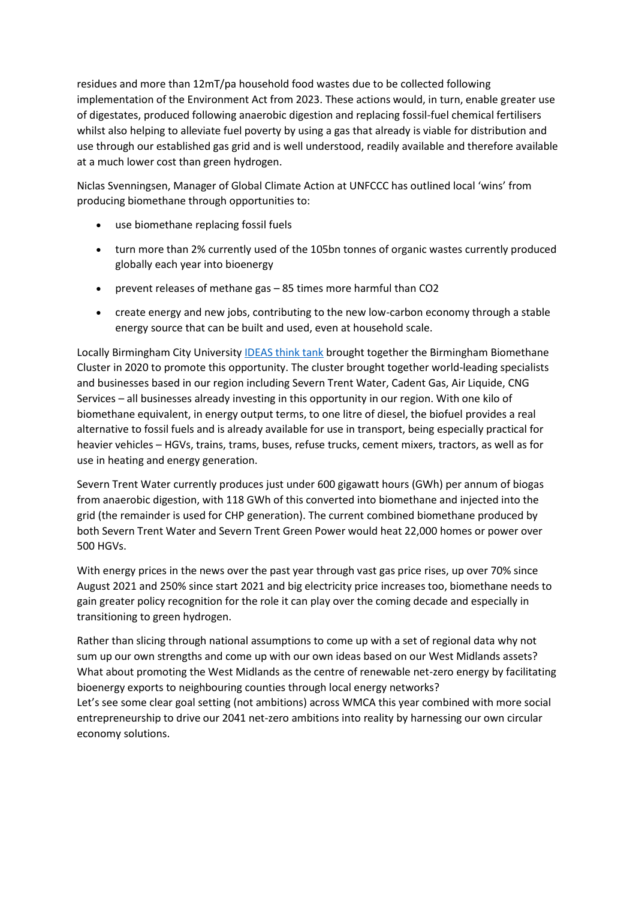residues and more than 12mT/pa household food wastes due to be collected following implementation of the Environment Act from 2023. These actions would, in turn, enable greater use of digestates, produced following anaerobic digestion and replacing fossil-fuel chemical fertilisers whilst also helping to alleviate fuel poverty by using a gas that already is viable for distribution and use through our established gas grid and is well understood, readily available and therefore available at a much lower cost than green hydrogen.

Niclas Svenningsen, Manager of Global Climate Action at UNFCCC has outlined local 'wins' from producing biomethane through opportunities to:

- use biomethane replacing fossil fuels
- turn more than 2% currently used of the 105bn tonnes of organic wastes currently produced globally each year into bioenergy
- prevent releases of methane gas – 85 times more harmful than CO2
- create energy and new jobs, contributing to the new low-carbon economy through a stable energy source that can be built and used, even at household scale.

Locally Birmingham City University [IDEAS think tank] brought together the Birmingham Biomethane Cluster in 2020 to promote this opportunity. The cluster brought together world-leading specialists and businesses based in our region including Severn Trent Water, Cadent Gas, Air Liquide, CNG Services – all businesses already investing in this opportunity in our region. With one kilo of biomethane equivalent, in energy output terms, to one litre of diesel, the biofuel provides a real alternative to fossil fuels and is already available for use in transport, being especially practical for heavier vehicles – HGVs, trains, trams, buses, refuse trucks, cement mixers, tractors, as well as for use in heating and energy generation.

Severn Trent Water currently produces just under 600 gigawatt hours (GWh) per annum of biogas from anaerobic digestion, with 118 GWh of this converted into biomethane and injected into the grid (the remainder is used for CHP generation). The current combined biomethane produced by both Severn Trent Water and Severn Trent Green Power would heat 22,000 homes or power over 500 HGVs.

With energy prices in the news over the past year through vast gas price rises, up over 70% since August 2021 and 250% since start 2021 and big electricity price increases too, biomethane needs to gain greater policy recognition for the role it can play over the coming decade and especially in transitioning to green hydrogen.

Rather than slicing through national assumptions to come up with a set of regional data why not sum up our own strengths and come up with our own ideas based on our West Midlands assets? What about promoting the West Midlands as the centre of renewable net-zero energy by facilitating bioenergy exports to neighbouring counties through local energy networks?
Let's see some clear goal setting (not ambitions) across WMCA this year combined with more social entrepreneurship to drive our 2041 net-zero ambitions into reality by harnessing our own circular economy solutions.